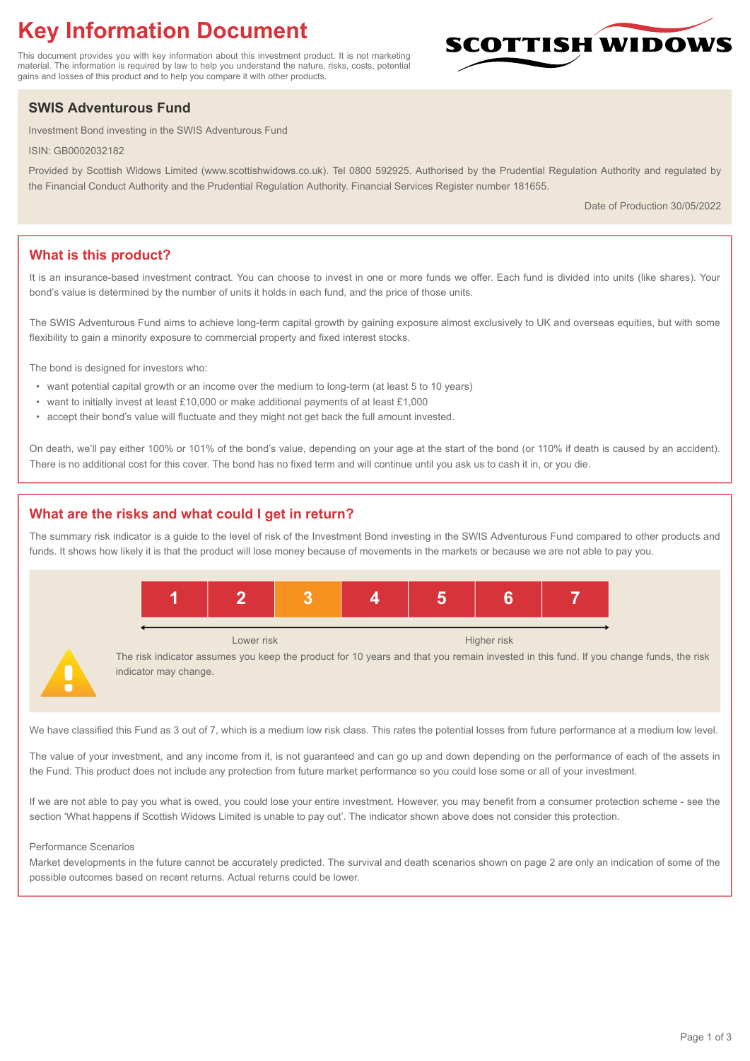# Key Information Document

This document provides you with key information about this investment product. It is not marketing material. The information is required by law to help you understand the nature, risks, costs, potential gains and losses of this product and to help you compare it with other products.

SCOTTISH WIDOWS

## SWIS Adventurous Fund

Investment Bond investing in the SWIS Adventurous Fund

ISIN: GB0002032182

Provided by Scottish Widows Limited (www.scottishwidows.co.uk). Tel 0800 592925. Authorised by the Prudential Regulation Authority and regulated by the Financial Conduct Authority and the Prudential Regulation Authority. Financial Services Register number 181655.

Date of Production 30/05/2022

## What is this product?

It is an insurance-based investment contract. You can choose to invest in one or more funds we offer. Each fund is divided into units (like shares). Your bond's value is determined by the number of units it holds in each fund, and the price of those units.

The SWIS Adventurous Fund aims to achieve long-term capital growth by gaining exposure almost exclusively to UK and overseas equities, but with some flexibility to gain a minority exposure to commercial property and fixed interest stocks.

The bond is designed for investors who:

- want potential capital growth or an income over the medium to long-term (at least 5 to 10 years)
- want to initially invest at least £10,000 or make additional payments of at least £1,000
- accept their bond's value will fluctuate and they might not get back the full amount invested.

On death, we'll pay either 100% or 101% of the bond's value, depending on your age at the start of the bond (or 110% if death is caused by an accident). There is no additional cost for this cover. The bond has no fixed term and will continue until you ask us to cash it in, or you die.

## What are the risks and what could I get in return?

The summary risk indicator is a guide to the level of risk of the Investment Bond investing in the SWIS Adventurous Fund compared to other products and funds. It shows how likely it is that the product will lose money because of movements in the markets or because we are not able to pay you.

1 2 **3** 4 5 6 7

Lower risk — Higher risk

The risk indicator assumes you keep the product for 10 years and that you remain invested in this fund. If you change funds, the risk indicator may change.

We have classified this Fund as 3 out of 7, which is a medium low risk class. This rates the potential losses from future performance at a medium low level.

The value of your investment, and any income from it, is not guaranteed and can go up and down depending on the performance of each of the assets in the Fund. This product does not include any protection from future market performance so you could lose some or all of your investment.

If we are not able to pay you what is owed, you could lose your entire investment. However, you may benefit from a consumer protection scheme - see the section 'What happens if Scottish Widows Limited is unable to pay out'. The indicator shown above does not consider this protection.

Performance Scenarios

Market developments in the future cannot be accurately predicted. The survival and death scenarios shown on page 2 are only an indication of some of the possible outcomes based on recent returns. Actual returns could be lower.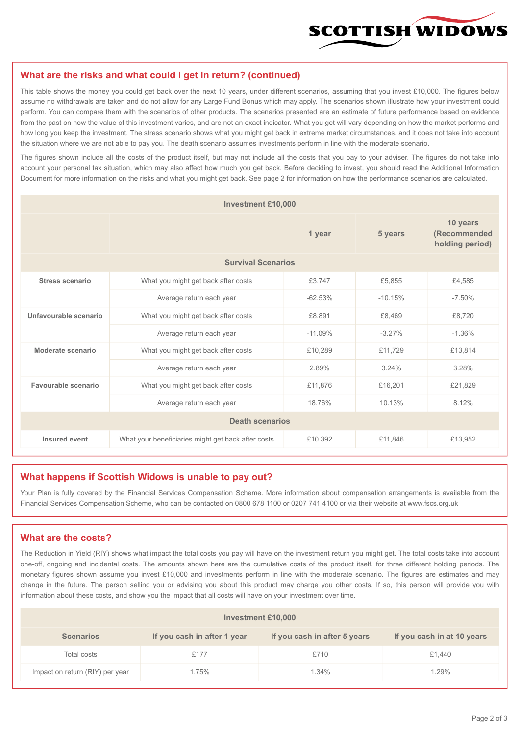## What are the risks and what could I get in return? (continued)

This table shows the money you could get back over the next 10 years, under different scenarios, assuming that you invest £10,000. The figures below assume no withdrawals are taken and do not allow for any Large Fund Bonus which may apply. The scenarios shown illustrate how your investment could perform. You can compare them with the scenarios of other products. The scenarios presented are an estimate of future performance based on evidence from the past on how the value of this investment varies, and are not an exact indicator. What you get will vary depending on how the market performs and how long you keep the investment. The stress scenario shows what you might get back in extreme market circumstances, and it does not take into account the situation where we are not able to pay you. The death scenario assumes investments perform in line with the moderate scenario.

The figures shown include all the costs of the product itself, but may not include all the costs that you pay to your adviser. The figures do not take into account your personal tax situation, which may also affect how much you get back. Before deciding to invest, you should read the Additional Information Document for more information on the risks and what you might get back. See page 2 for information on how the performance scenarios are calculated.

| Investment £10,000 | | | | |
|---|---|---|---|---|
| | | 1 year | 5 years | 10 years (Recommended holding period) |
| **Survival Scenarios** | | | | |
| **Stress scenario** | What you might get back after costs | £3,747 | £5,855 | £4,585 |
| | Average return each year | -62.53% | -10.15% | -7.50% |
| **Unfavourable scenario** | What you might get back after costs | £8,891 | £8,469 | £8,720 |
| | Average return each year | -11.09% | -3.27% | -1.36% |
| **Moderate scenario** | What you might get back after costs | £10,289 | £11,729 | £13,814 |
| | Average return each year | 2.89% | 3.24% | 3.28% |
| **Favourable scenario** | What you might get back after costs | £11,876 | £16,201 | £21,829 |
| | Average return each year | 18.76% | 10.13% | 8.12% |
| **Death scenarios** | | | | |
| **Insured event** | What your beneficiaries might get back after costs | £10,392 | £11,846 | £13,952 |

## What happens if Scottish Widows is unable to pay out?

Your Plan is fully covered by the Financial Services Compensation Scheme. More information about compensation arrangements is available from the Financial Services Compensation Scheme, who can be contacted on 0800 678 1100 or 0207 741 4100 or via their website at www.fscs.org.uk

## What are the costs?

The Reduction in Yield (RIY) shows what impact the total costs you pay will have on the investment return you might get. The total costs take into account one-off, ongoing and incidental costs. The amounts shown here are the cumulative costs of the product itself, for three different holding periods. The monetary figures shown assume you invest £10,000 and investments perform in line with the moderate scenario. The figures are estimates and may change in the future. The person selling you or advising you about this product may charge you other costs. If so, this person will provide you with information about these costs, and show you the impact that all costs will have on your investment over time.

| Investment £10,000 | | | |
|---|---|---|---|
| **Scenarios** | **If you cash in after 1 year** | **If you cash in after 5 years** | **If you cash in at 10 years** |
| Total costs | £177 | £710 | £1,440 |
| Impact on return (RIY) per year | 1.75% | 1.34% | 1.29% |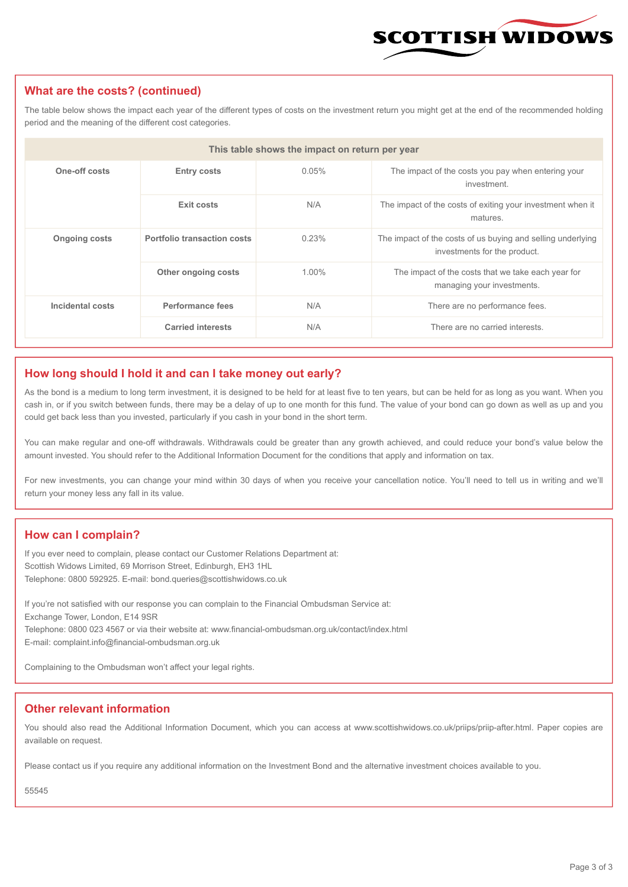## What are the costs? (continued)

The table below shows the impact each year of the different types of costs on the investment return you might get at the end of the recommended holding period and the meaning of the different cost categories.

| This table shows the impact on return per year | | | |
|---|---|---|---|
| **One-off costs** | **Entry costs** | 0.05% | The impact of the costs you pay when entering your investment. |
| | **Exit costs** | N/A | The impact of the costs of exiting your investment when it matures. |
| **Ongoing costs** | **Portfolio transaction costs** | 0.23% | The impact of the costs of us buying and selling underlying investments for the product. |
| | **Other ongoing costs** | 1.00% | The impact of the costs that we take each year for managing your investments. |
| **Incidental costs** | **Performance fees** | N/A | There are no performance fees. |
| | **Carried interests** | N/A | There are no carried interests. |

## How long should I hold it and can I take money out early?

As the bond is a medium to long term investment, it is designed to be held for at least five to ten years, but can be held for as long as you want. When you cash in, or if you switch between funds, there may be a delay of up to one month for this fund. The value of your bond can go down as well as up and you could get back less than you invested, particularly if you cash in your bond in the short term.

You can make regular and one-off withdrawals. Withdrawals could be greater than any growth achieved, and could reduce your bond's value below the amount invested. You should refer to the Additional Information Document for the conditions that apply and information on tax.

For new investments, you can change your mind within 30 days of when you receive your cancellation notice. You'll need to tell us in writing and we'll return your money less any fall in its value.

## How can I complain?

If you ever need to complain, please contact our Customer Relations Department at:
Scottish Widows Limited, 69 Morrison Street, Edinburgh, EH3 1HL
Telephone: 0800 592925. E-mail: bond.queries@scottishwidows.co.uk

If you're not satisfied with our response you can complain to the Financial Ombudsman Service at:
Exchange Tower, London, E14 9SR
Telephone: 0800 023 4567 or via their website at: www.financial-ombudsman.org.uk/contact/index.html
E-mail: complaint.info@financial-ombudsman.org.uk

Complaining to the Ombudsman won't affect your legal rights.

## Other relevant information

You should also read the Additional Information Document, which you can access at www.scottishwidows.co.uk/priips/priip-after.html. Paper copies are available on request.

Please contact us if you require any additional information on the Investment Bond and the alternative investment choices available to you.

55545